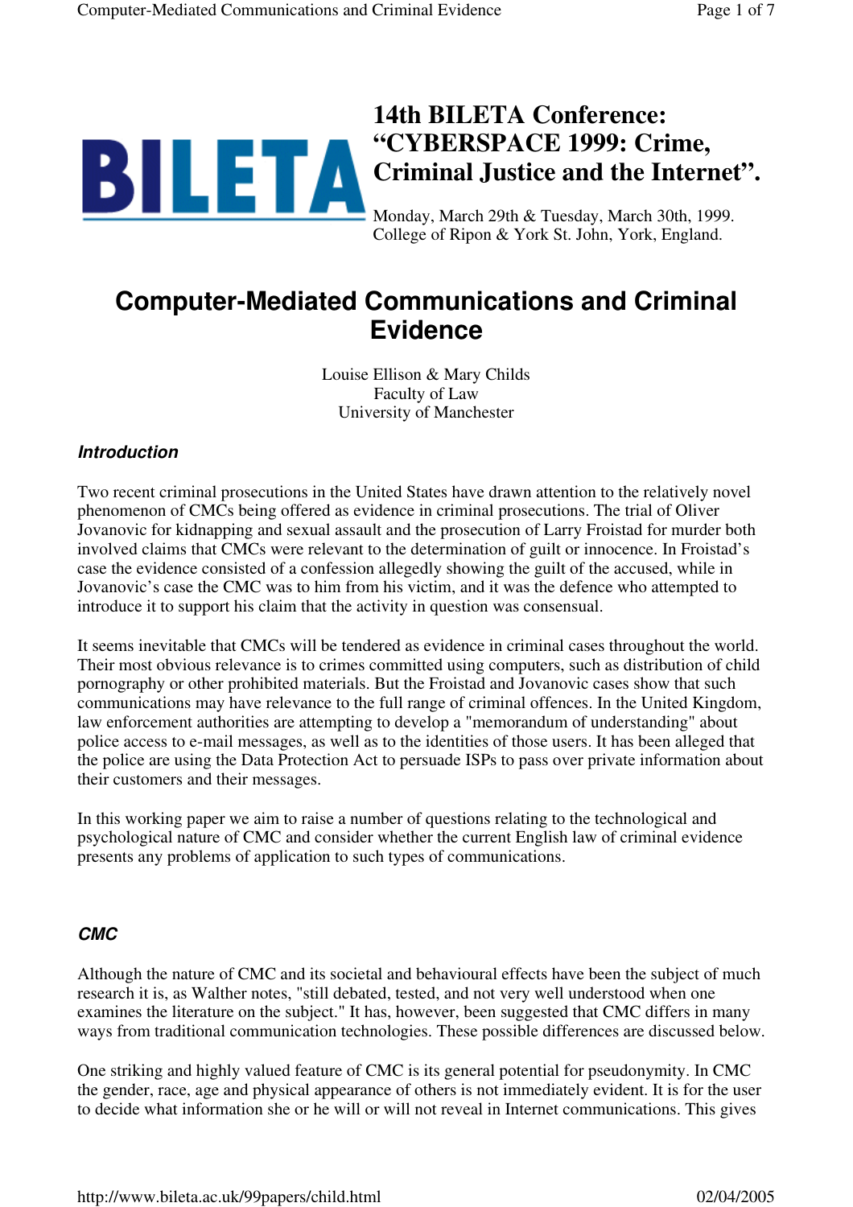# 14th BILETA Conference: "CYBERSPACE 1999: Crime, Criminal Justice and the Internet".

Monday, March 29th & Tuesday, March 30th, 1999.
College of Ripon & York St. John, York, England.

# Computer-Mediated Communications and Criminal Evidence

Louise Ellison & Mary Childs
Faculty of Law
University of Manchester

### *Introduction*

Two recent criminal prosecutions in the United States have drawn attention to the relatively novel phenomenon of CMCs being offered as evidence in criminal prosecutions. The trial of Oliver Jovanovic for kidnapping and sexual assault and the prosecution of Larry Froistad for murder both involved claims that CMCs were relevant to the determination of guilt or innocence. In Froistad's case the evidence consisted of a confession allegedly showing the guilt of the accused, while in Jovanovic's case the CMC was to him from his victim, and it was the defence who attempted to introduce it to support his claim that the activity in question was consensual.

It seems inevitable that CMCs will be tendered as evidence in criminal cases throughout the world. Their most obvious relevance is to crimes committed using computers, such as distribution of child pornography or other prohibited materials. But the Froistad and Jovanovic cases show that such communications may have relevance to the full range of criminal offences. In the United Kingdom, law enforcement authorities are attempting to develop a "memorandum of understanding" about police access to e-mail messages, as well as to the identities of those users. It has been alleged that the police are using the Data Protection Act to persuade ISPs to pass over private information about their customers and their messages.

In this working paper we aim to raise a number of questions relating to the technological and psychological nature of CMC and consider whether the current English law of criminal evidence presents any problems of application to such types of communications.

### *CMC*

Although the nature of CMC and its societal and behavioural effects have been the subject of much research it is, as Walther notes, "still debated, tested, and not very well understood when one examines the literature on the subject." It has, however, been suggested that CMC differs in many ways from traditional communication technologies. These possible differences are discussed below.

One striking and highly valued feature of CMC is its general potential for pseudonymity. In CMC the gender, race, age and physical appearance of others is not immediately evident. It is for the user to decide what information she or he will or will not reveal in Internet communications. This gives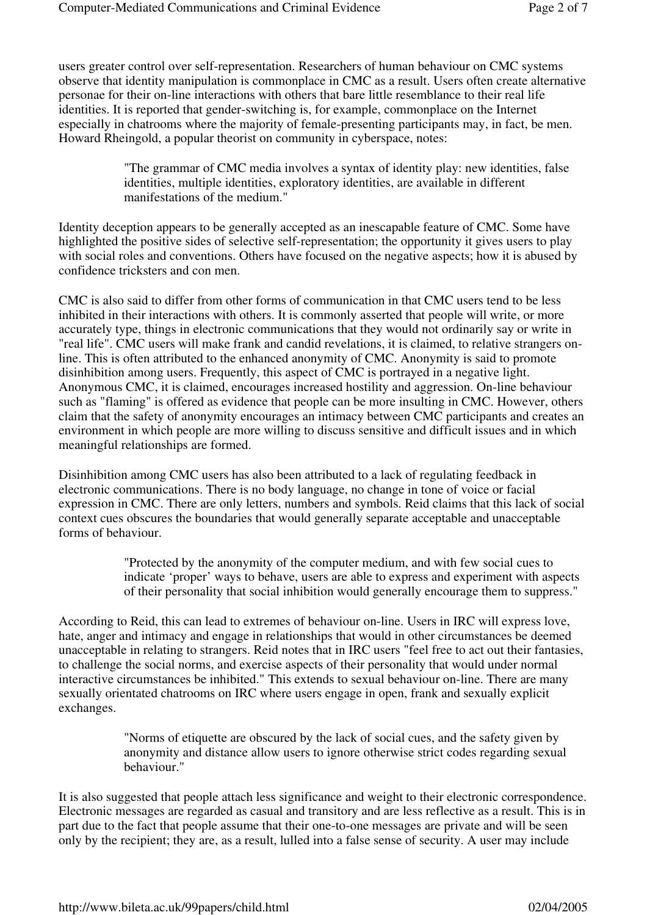users greater control over self-representation. Researchers of human behaviour on CMC systems observe that identity manipulation is commonplace in CMC as a result. Users often create alternative personae for their on-line interactions with others that bare little resemblance to their real life identities. It is reported that gender-switching is, for example, commonplace on the Internet especially in chatrooms where the majority of female-presenting participants may, in fact, be men. Howard Rheingold, a popular theorist on community in cyberspace, notes:

> "The grammar of CMC media involves a syntax of identity play: new identities, false identities, multiple identities, exploratory identities, are available in different manifestations of the medium."

Identity deception appears to be generally accepted as an inescapable feature of CMC. Some have highlighted the positive sides of selective self-representation; the opportunity it gives users to play with social roles and conventions. Others have focused on the negative aspects; how it is abused by confidence tricksters and con men.

CMC is also said to differ from other forms of communication in that CMC users tend to be less inhibited in their interactions with others. It is commonly asserted that people will write, or more accurately type, things in electronic communications that they would not ordinarily say or write in "real life". CMC users will make frank and candid revelations, it is claimed, to relative strangers on-line. This is often attributed to the enhanced anonymity of CMC. Anonymity is said to promote disinhibition among users. Frequently, this aspect of CMC is portrayed in a negative light. Anonymous CMC, it is claimed, encourages increased hostility and aggression. On-line behaviour such as "flaming" is offered as evidence that people can be more insulting in CMC. However, others claim that the safety of anonymity encourages an intimacy between CMC participants and creates an environment in which people are more willing to discuss sensitive and difficult issues and in which meaningful relationships are formed.

Disinhibition among CMC users has also been attributed to a lack of regulating feedback in electronic communications. There is no body language, no change in tone of voice or facial expression in CMC. There are only letters, numbers and symbols. Reid claims that this lack of social context cues obscures the boundaries that would generally separate acceptable and unacceptable forms of behaviour.

> "Protected by the anonymity of the computer medium, and with few social cues to indicate 'proper' ways to behave, users are able to express and experiment with aspects of their personality that social inhibition would generally encourage them to suppress."

According to Reid, this can lead to extremes of behaviour on-line. Users in IRC will express love, hate, anger and intimacy and engage in relationships that would in other circumstances be deemed unacceptable in relating to strangers. Reid notes that in IRC users "feel free to act out their fantasies, to challenge the social norms, and exercise aspects of their personality that would under normal interactive circumstances be inhibited." This extends to sexual behaviour on-line. There are many sexually orientated chatrooms on IRC where users engage in open, frank and sexually explicit exchanges.

> "Norms of etiquette are obscured by the lack of social cues, and the safety given by anonymity and distance allow users to ignore otherwise strict codes regarding sexual behaviour."

It is also suggested that people attach less significance and weight to their electronic correspondence. Electronic messages are regarded as casual and transitory and are less reflective as a result. This is in part due to the fact that people assume that their one-to-one messages are private and will be seen only by the recipient; they are, as a result, lulled into a false sense of security. A user may include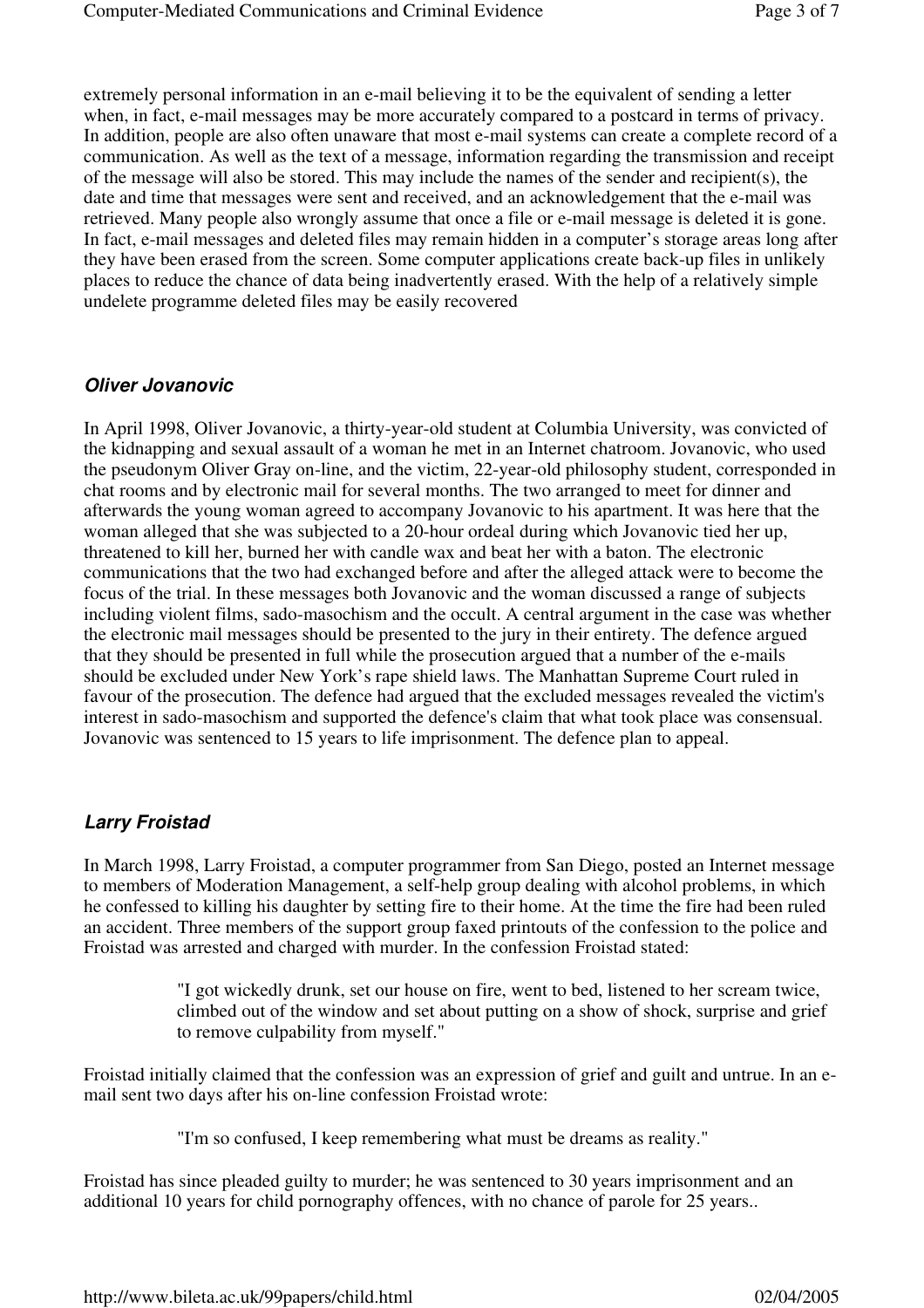extremely personal information in an e-mail believing it to be the equivalent of sending a letter when, in fact, e-mail messages may be more accurately compared to a postcard in terms of privacy. In addition, people are also often unaware that most e-mail systems can create a complete record of a communication. As well as the text of a message, information regarding the transmission and receipt of the message will also be stored. This may include the names of the sender and recipient(s), the date and time that messages were sent and received, and an acknowledgement that the e-mail was retrieved. Many people also wrongly assume that once a file or e-mail message is deleted it is gone. In fact, e-mail messages and deleted files may remain hidden in a computer's storage areas long after they have been erased from the screen. Some computer applications create back-up files in unlikely places to reduce the chance of data being inadvertently erased. With the help of a relatively simple undelete programme deleted files may be easily recovered

### *Oliver Jovanovic*

In April 1998, Oliver Jovanovic, a thirty-year-old student at Columbia University, was convicted of the kidnapping and sexual assault of a woman he met in an Internet chatroom. Jovanovic, who used the pseudonym Oliver Gray on-line, and the victim, 22-year-old philosophy student, corresponded in chat rooms and by electronic mail for several months. The two arranged to meet for dinner and afterwards the young woman agreed to accompany Jovanovic to his apartment. It was here that the woman alleged that she was subjected to a 20-hour ordeal during which Jovanovic tied her up, threatened to kill her, burned her with candle wax and beat her with a baton. The electronic communications that the two had exchanged before and after the alleged attack were to become the focus of the trial. In these messages both Jovanovic and the woman discussed a range of subjects including violent films, sado-masochism and the occult. A central argument in the case was whether the electronic mail messages should be presented to the jury in their entirety. The defence argued that they should be presented in full while the prosecution argued that a number of the e-mails should be excluded under New York's rape shield laws. The Manhattan Supreme Court ruled in favour of the prosecution. The defence had argued that the excluded messages revealed the victim's interest in sado-masochism and supported the defence's claim that what took place was consensual. Jovanovic was sentenced to 15 years to life imprisonment. The defence plan to appeal.

### *Larry Froistad*

In March 1998, Larry Froistad, a computer programmer from San Diego, posted an Internet message to members of Moderation Management, a self-help group dealing with alcohol problems, in which he confessed to killing his daughter by setting fire to their home. At the time the fire had been ruled an accident. Three members of the support group faxed printouts of the confession to the police and Froistad was arrested and charged with murder. In the confession Froistad stated:

> "I got wickedly drunk, set our house on fire, went to bed, listened to her scream twice, climbed out of the window and set about putting on a show of shock, surprise and grief to remove culpability from myself."

Froistad initially claimed that the confession was an expression of grief and guilt and untrue. In an e-mail sent two days after his on-line confession Froistad wrote:

> "I'm so confused, I keep remembering what must be dreams as reality."

Froistad has since pleaded guilty to murder; he was sentenced to 30 years imprisonment and an additional 10 years for child pornography offences, with no chance of parole for 25 years..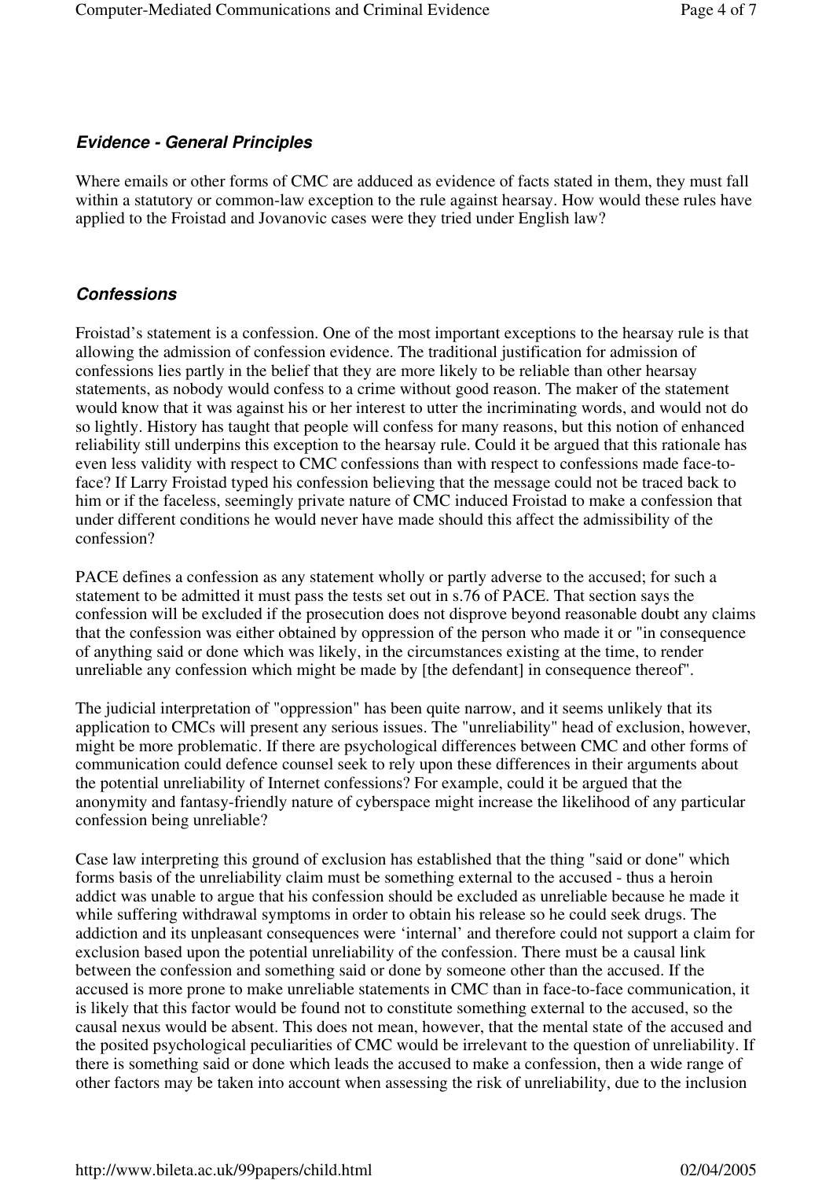### *Evidence - General Principles*

Where emails or other forms of CMC are adduced as evidence of facts stated in them, they must fall within a statutory or common-law exception to the rule against hearsay. How would these rules have applied to the Froistad and Jovanovic cases were they tried under English law?

### *Confessions*

Froistad's statement is a confession. One of the most important exceptions to the hearsay rule is that allowing the admission of confession evidence. The traditional justification for admission of confessions lies partly in the belief that they are more likely to be reliable than other hearsay statements, as nobody would confess to a crime without good reason. The maker of the statement would know that it was against his or her interest to utter the incriminating words, and would not do so lightly. History has taught that people will confess for many reasons, but this notion of enhanced reliability still underpins this exception to the hearsay rule. Could it be argued that this rationale has even less validity with respect to CMC confessions than with respect to confessions made face-to-face? If Larry Froistad typed his confession believing that the message could not be traced back to him or if the faceless, seemingly private nature of CMC induced Froistad to make a confession that under different conditions he would never have made should this affect the admissibility of the confession?

PACE defines a confession as any statement wholly or partly adverse to the accused; for such a statement to be admitted it must pass the tests set out in s.76 of PACE. That section says the confession will be excluded if the prosecution does not disprove beyond reasonable doubt any claims that the confession was either obtained by oppression of the person who made it or "in consequence of anything said or done which was likely, in the circumstances existing at the time, to render unreliable any confession which might be made by [the defendant] in consequence thereof".

The judicial interpretation of "oppression" has been quite narrow, and it seems unlikely that its application to CMCs will present any serious issues. The "unreliability" head of exclusion, however, might be more problematic. If there are psychological differences between CMC and other forms of communication could defence counsel seek to rely upon these differences in their arguments about the potential unreliability of Internet confessions? For example, could it be argued that the anonymity and fantasy-friendly nature of cyberspace might increase the likelihood of any particular confession being unreliable?

Case law interpreting this ground of exclusion has established that the thing "said or done" which forms basis of the unreliability claim must be something external to the accused - thus a heroin addict was unable to argue that his confession should be excluded as unreliable because he made it while suffering withdrawal symptoms in order to obtain his release so he could seek drugs. The addiction and its unpleasant consequences were 'internal' and therefore could not support a claim for exclusion based upon the potential unreliability of the confession. There must be a causal link between the confession and something said or done by someone other than the accused. If the accused is more prone to make unreliable statements in CMC than in face-to-face communication, it is likely that this factor would be found not to constitute something external to the accused, so the causal nexus would be absent. This does not mean, however, that the mental state of the accused and the posited psychological peculiarities of CMC would be irrelevant to the question of unreliability. If there is something said or done which leads the accused to make a confession, then a wide range of other factors may be taken into account when assessing the risk of unreliability, due to the inclusion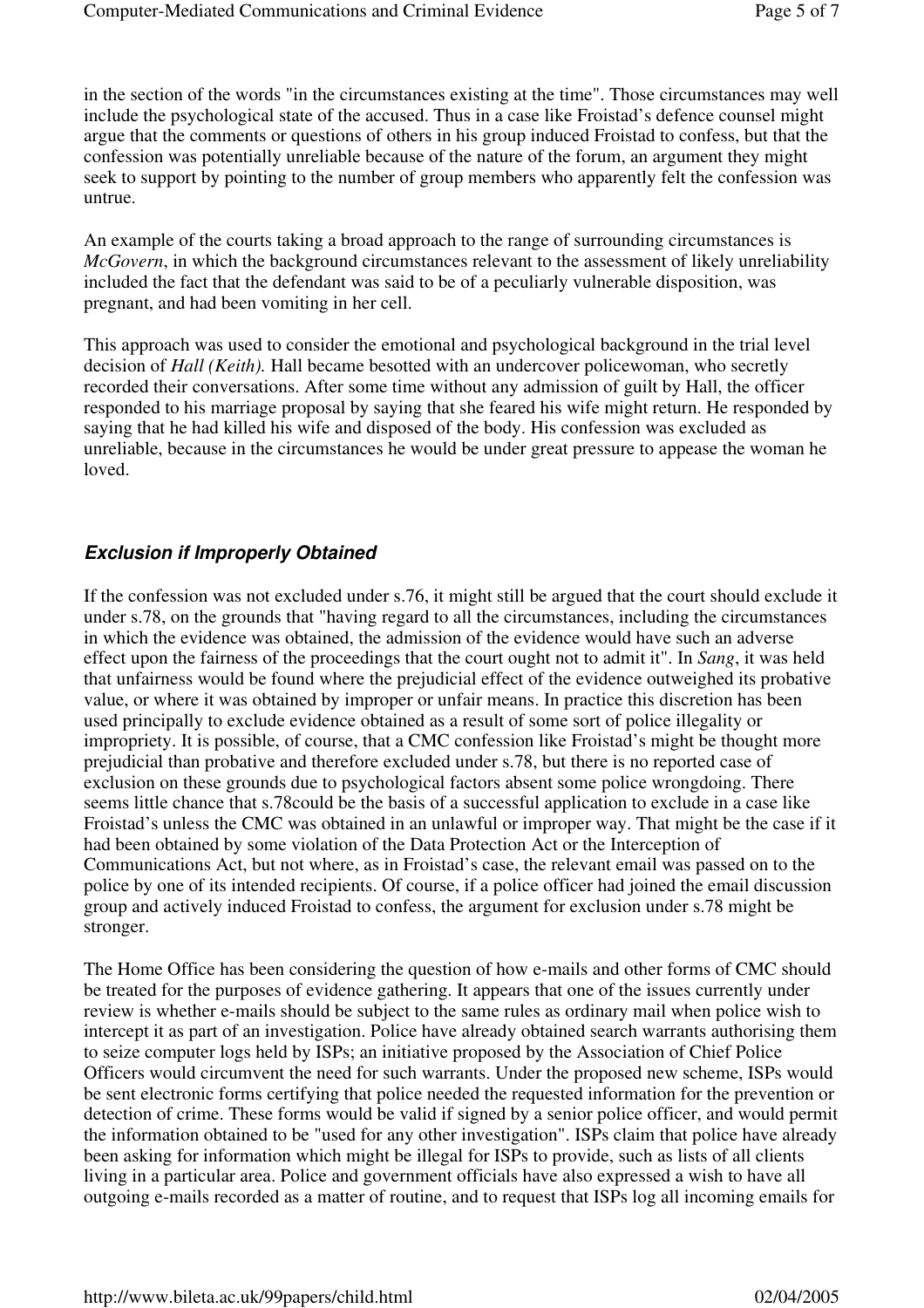in the section of the words "in the circumstances existing at the time". Those circumstances may well include the psychological state of the accused. Thus in a case like Froistad's defence counsel might argue that the comments or questions of others in his group induced Froistad to confess, but that the confession was potentially unreliable because of the nature of the forum, an argument they might seek to support by pointing to the number of group members who apparently felt the confession was untrue.

An example of the courts taking a broad approach to the range of surrounding circumstances is *McGovern*, in which the background circumstances relevant to the assessment of likely unreliability included the fact that the defendant was said to be of a peculiarly vulnerable disposition, was pregnant, and had been vomiting in her cell.

This approach was used to consider the emotional and psychological background in the trial level decision of *Hall (Keith).* Hall became besotted with an undercover policewoman, who secretly recorded their conversations. After some time without any admission of guilt by Hall, the officer responded to his marriage proposal by saying that she feared his wife might return. He responded by saying that he had killed his wife and disposed of the body. His confession was excluded as unreliable, because in the circumstances he would be under great pressure to appease the woman he loved.

### *Exclusion if Improperly Obtained*

If the confession was not excluded under s.76, it might still be argued that the court should exclude it under s.78, on the grounds that "having regard to all the circumstances, including the circumstances in which the evidence was obtained, the admission of the evidence would have such an adverse effect upon the fairness of the proceedings that the court ought not to admit it". In *Sang*, it was held that unfairness would be found where the prejudicial effect of the evidence outweighed its probative value, or where it was obtained by improper or unfair means. In practice this discretion has been used principally to exclude evidence obtained as a result of some sort of police illegality or impropriety. It is possible, of course, that a CMC confession like Froistad's might be thought more prejudicial than probative and therefore excluded under s.78, but there is no reported case of exclusion on these grounds due to psychological factors absent some police wrongdoing. There seems little chance that s.78could be the basis of a successful application to exclude in a case like Froistad's unless the CMC was obtained in an unlawful or improper way. That might be the case if it had been obtained by some violation of the Data Protection Act or the Interception of Communications Act, but not where, as in Froistad's case, the relevant email was passed on to the police by one of its intended recipients. Of course, if a police officer had joined the email discussion group and actively induced Froistad to confess, the argument for exclusion under s.78 might be stronger.

The Home Office has been considering the question of how e-mails and other forms of CMC should be treated for the purposes of evidence gathering. It appears that one of the issues currently under review is whether e-mails should be subject to the same rules as ordinary mail when police wish to intercept it as part of an investigation. Police have already obtained search warrants authorising them to seize computer logs held by ISPs; an initiative proposed by the Association of Chief Police Officers would circumvent the need for such warrants. Under the proposed new scheme, ISPs would be sent electronic forms certifying that police needed the requested information for the prevention or detection of crime. These forms would be valid if signed by a senior police officer, and would permit the information obtained to be "used for any other investigation". ISPs claim that police have already been asking for information which might be illegal for ISPs to provide, such as lists of all clients living in a particular area. Police and government officials have also expressed a wish to have all outgoing e-mails recorded as a matter of routine, and to request that ISPs log all incoming emails for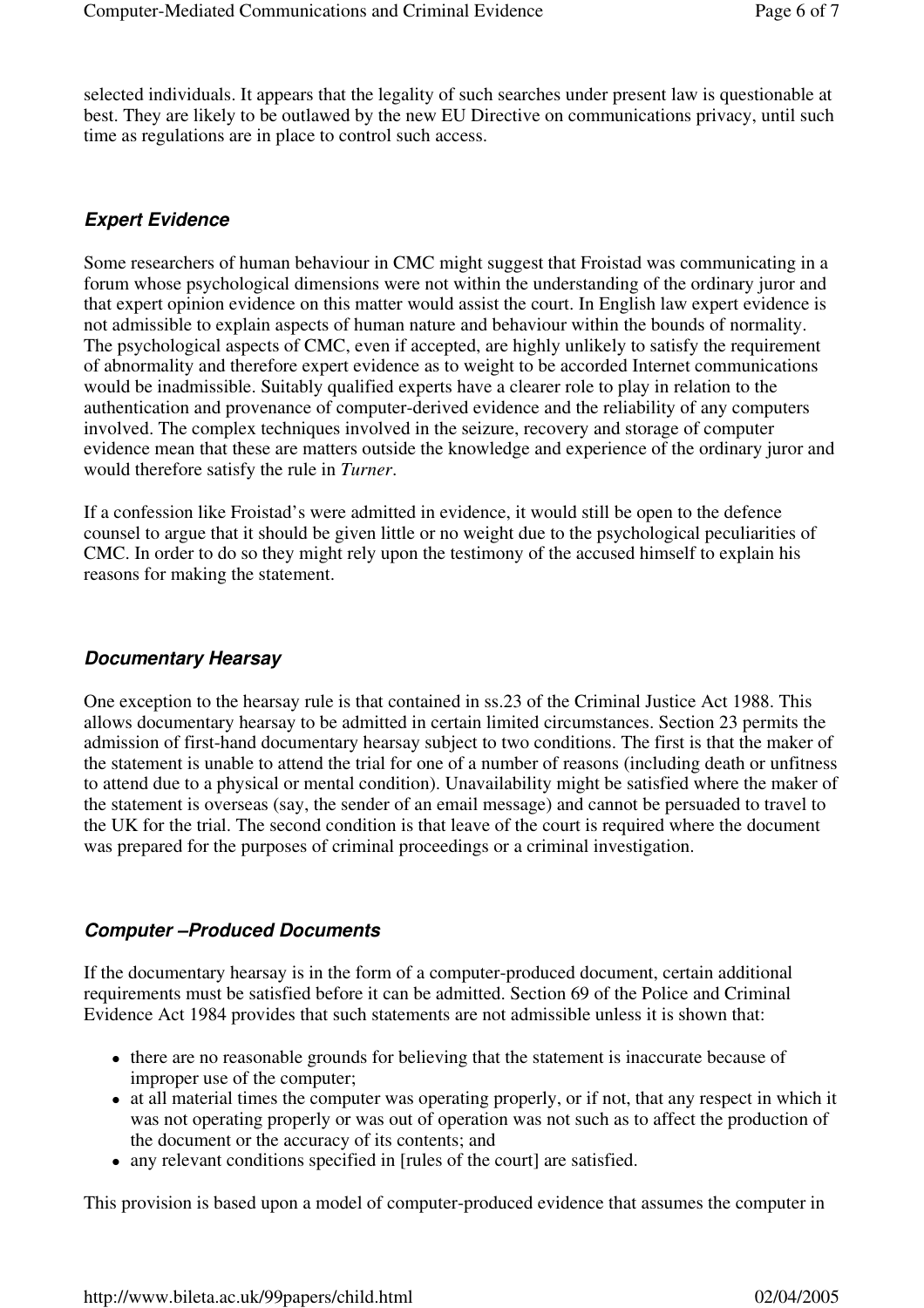selected individuals. It appears that the legality of such searches under present law is questionable at best. They are likely to be outlawed by the new EU Directive on communications privacy, until such time as regulations are in place to control such access.

### *Expert Evidence*

Some researchers of human behaviour in CMC might suggest that Froistad was communicating in a forum whose psychological dimensions were not within the understanding of the ordinary juror and that expert opinion evidence on this matter would assist the court. In English law expert evidence is not admissible to explain aspects of human nature and behaviour within the bounds of normality. The psychological aspects of CMC, even if accepted, are highly unlikely to satisfy the requirement of abnormality and therefore expert evidence as to weight to be accorded Internet communications would be inadmissible. Suitably qualified experts have a clearer role to play in relation to the authentication and provenance of computer-derived evidence and the reliability of any computers involved. The complex techniques involved in the seizure, recovery and storage of computer evidence mean that these are matters outside the knowledge and experience of the ordinary juror and would therefore satisfy the rule in *Turner*.

If a confession like Froistad's were admitted in evidence, it would still be open to the defence counsel to argue that it should be given little or no weight due to the psychological peculiarities of CMC. In order to do so they might rely upon the testimony of the accused himself to explain his reasons for making the statement.

### *Documentary Hearsay*

One exception to the hearsay rule is that contained in ss.23 of the Criminal Justice Act 1988. This allows documentary hearsay to be admitted in certain limited circumstances. Section 23 permits the admission of first-hand documentary hearsay subject to two conditions. The first is that the maker of the statement is unable to attend the trial for one of a number of reasons (including death or unfitness to attend due to a physical or mental condition). Unavailability might be satisfied where the maker of the statement is overseas (say, the sender of an email message) and cannot be persuaded to travel to the UK for the trial. The second condition is that leave of the court is required where the document was prepared for the purposes of criminal proceedings or a criminal investigation.

### *Computer –Produced Documents*

If the documentary hearsay is in the form of a computer-produced document, certain additional requirements must be satisfied before it can be admitted. Section 69 of the Police and Criminal Evidence Act 1984 provides that such statements are not admissible unless it is shown that:

- there are no reasonable grounds for believing that the statement is inaccurate because of improper use of the computer;
- at all material times the computer was operating properly, or if not, that any respect in which it was not operating properly or was out of operation was not such as to affect the production of the document or the accuracy of its contents; and
- any relevant conditions specified in [rules of the court] are satisfied.

This provision is based upon a model of computer-produced evidence that assumes the computer in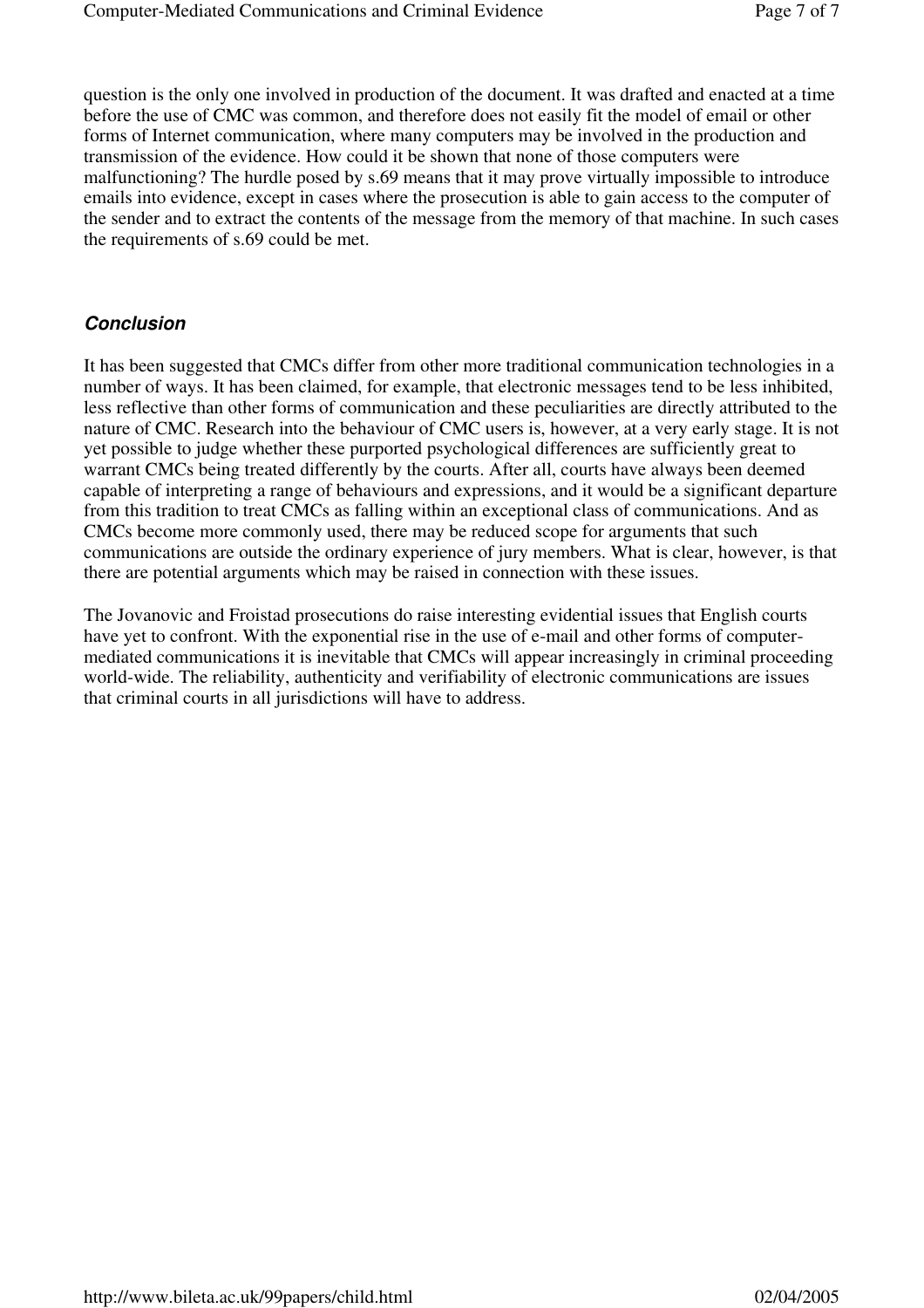question is the only one involved in production of the document. It was drafted and enacted at a time before the use of CMC was common, and therefore does not easily fit the model of email or other forms of Internet communication, where many computers may be involved in the production and transmission of the evidence. How could it be shown that none of those computers were malfunctioning? The hurdle posed by s.69 means that it may prove virtually impossible to introduce emails into evidence, except in cases where the prosecution is able to gain access to the computer of the sender and to extract the contents of the message from the memory of that machine. In such cases the requirements of s.69 could be met.

## *Conclusion*

It has been suggested that CMCs differ from other more traditional communication technologies in a number of ways. It has been claimed, for example, that electronic messages tend to be less inhibited, less reflective than other forms of communication and these peculiarities are directly attributed to the nature of CMC. Research into the behaviour of CMC users is, however, at a very early stage. It is not yet possible to judge whether these purported psychological differences are sufficiently great to warrant CMCs being treated differently by the courts. After all, courts have always been deemed capable of interpreting a range of behaviours and expressions, and it would be a significant departure from this tradition to treat CMCs as falling within an exceptional class of communications. And as CMCs become more commonly used, there may be reduced scope for arguments that such communications are outside the ordinary experience of jury members. What is clear, however, is that there are potential arguments which may be raised in connection with these issues.

The Jovanovic and Froistad prosecutions do raise interesting evidential issues that English courts have yet to confront. With the exponential rise in the use of e-mail and other forms of computer-mediated communications it is inevitable that CMCs will appear increasingly in criminal proceeding world-wide. The reliability, authenticity and verifiability of electronic communications are issues that criminal courts in all jurisdictions will have to address.